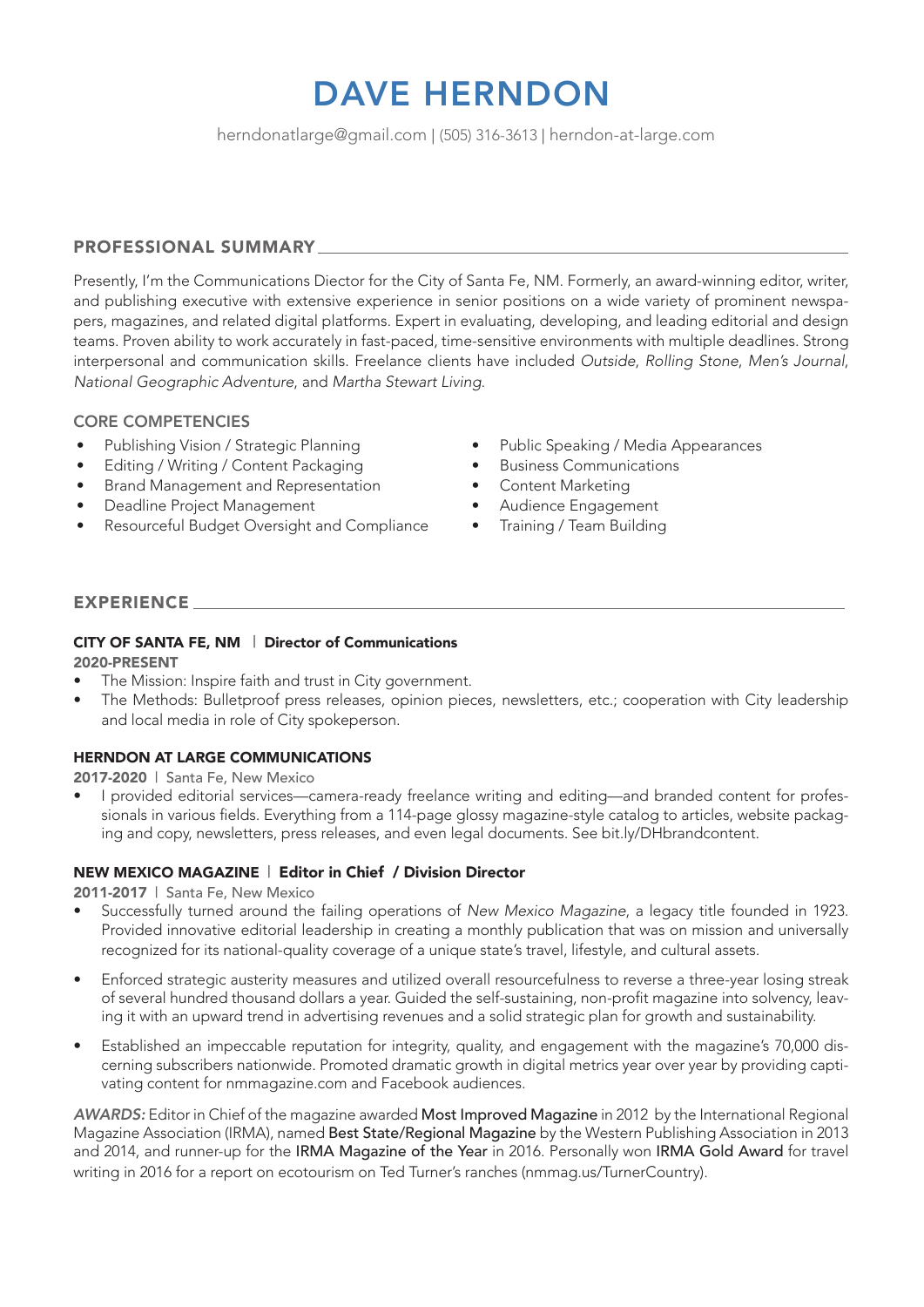# DAVE HERNDON

herndonatlarge@gmail.com | (505) 316-3613 | herndon-at-large.com

## PROFESSIONAL SUMMARY

Presently, I'm the Communications Diector for the City of Santa Fe, NM. Formerly, an award-winning editor, writer, and publishing executive with extensive experience in senior positions on a wide variety of prominent newspapers, magazines, and related digital platforms. Expert in evaluating, developing, and leading editorial and design teams. Proven ability to work accurately in fast-paced, time-sensitive environments with multiple deadlines. Strong interpersonal and communication skills. Freelance clients have included *Outside*, *Rolling Stone*, *Men's Journal*, *National Geographic Adventure*, and *Martha Stewart Living*.

### CORE COMPETENCIES

- Publishing Vision / Strategic Planning
- Editing / Writing / Content Packaging
- Brand Management and Representation
- Deadline Project Management
- Resourceful Budget Oversight and Compliance
- Public Speaking / Media Appearances
- Business Communications
- Content Marketing
- Audience Engagement
- Training / Team Building

## EXPERIENCE

### CITY OF SANTA FE, NM | Director of Communications

**2020-PRESENT**

- The Mission: Inspire faith and trust in City government.
- The Methods: Bulletproof press releases, opinion pieces, newsletters, etc.; cooperation with City leadership and local media in role of City spokeperson.

### HERNDON AT LARGE COMMUNICATIONS

**2017-2020** | Santa Fe, New Mexico

- I provided editorial services—camera-ready freelance writing and editing—and branded content for professionals in various fields. Everything from a 114-page glossy magazine-style catalog to articles, website packaging and copy, newsletters, press releases, and even legal documents. See bit.ly/DHbrandcontent.

### NEW MEXICO MAGAZINE | Editor in Chief / Division Director

**2011-2017** | Santa Fe, New Mexico

- Successfully turned around the failing operations of *New Mexico Magazine*, a legacy title founded in 1923. Provided innovative editorial leadership in creating a monthly publication that was on mission and universally recognized for its national-quality coverage of a unique state's travel, lifestyle, and cultural assets.
- Enforced strategic austerity measures and utilized overall resourcefulness to reverse a three-year losing streak of several hundred thousand dollars a year. Guided the self-sustaining, non-profit magazine into solvency, leaving it with an upward trend in advertising revenues and a solid strategic plan for growth and sustainability.
- Established an impeccable reputation for integrity, quality, and engagement with the magazine's 70,000 discerning subscribers nationwide. Promoted dramatic growth in digital metrics year over year by providing captivating content for nmmagazine.com and Facebook audiences.

***AWARDS:*** Editor in Chief of the magazine awarded Most Improved Magazine in 2012 by the International Regional Magazine Association (IRMA), named Best State/Regional Magazine by the Western Publishing Association in 2013 and 2014, and runner-up for the IRMA Magazine of the Year in 2016. Personally won IRMA Gold Award for travel writing in 2016 for a report on ecotourism on Ted Turner's ranches (nmmag.us/TurnerCountry).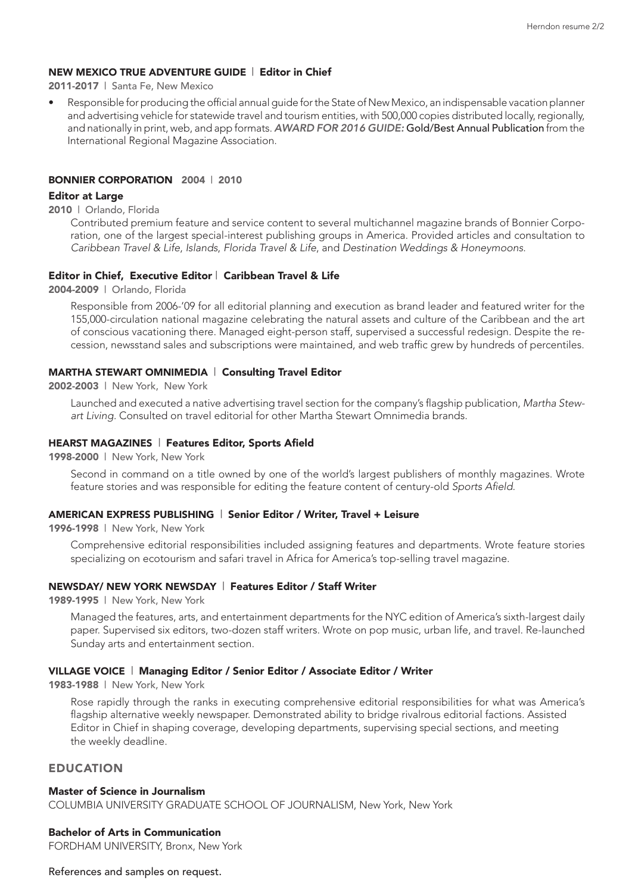### NEW MEXICO TRUE ADVENTURE GUIDE | Editor in Chief

**2011-2017** | Santa Fe, New Mexico

- Responsible for producing the official annual guide for the State of New Mexico, an indispensable vacation planner and advertising vehicle for statewide travel and tourism entities, with 500,000 copies distributed locally, regionally, and nationally in print, web, and app formats. ***AWARD FOR 2016 GUIDE:*** Gold/Best Annual Publication from the International Regional Magazine Association.

### BONNIER CORPORATION 2004 | 2010

#### Editor at Large

**2010** | Orlando, Florida

Contributed premium feature and service content to several multichannel magazine brands of Bonnier Corporation, one of the largest special-interest publishing groups in America. Provided articles and consultation to *Caribbean Travel & Life*, *Islands*, *Florida Travel & Life*, and *Destination Weddings & Honeymoons*.

#### Editor in Chief, Executive Editor | Caribbean Travel & Life

**2004-2009** | Orlando, Florida

Responsible from 2006-'09 for all editorial planning and execution as brand leader and featured writer for the 155,000-circulation national magazine celebrating the natural assets and culture of the Caribbean and the art of conscious vacationing there. Managed eight-person staff, supervised a successful redesign. Despite the recession, newsstand sales and subscriptions were maintained, and web traffic grew by hundreds of percentiles.

### MARTHA STEWART OMNIMEDIA | Consulting Travel Editor

**2002-2003** | New York, New York

Launched and executed a native advertising travel section for the company's flagship publication, *Martha Stewart Living.* Consulted on travel editorial for other Martha Stewart Omnimedia brands.

### HEARST MAGAZINES | Features Editor, Sports Afield

**1998-2000** | New York, New York

Second in command on a title owned by one of the world's largest publishers of monthly magazines. Wrote feature stories and was responsible for editing the feature content of century-old *Sports Afield.*

### AMERICAN EXPRESS PUBLISHING | Senior Editor / Writer, Travel + Leisure

**1996-1998** | New York, New York

Comprehensive editorial responsibilities included assigning features and departments. Wrote feature stories specializing on ecotourism and safari travel in Africa for America's top-selling travel magazine.

### NEWSDAY/ NEW YORK NEWSDAY | Features Editor / Staff Writer

**1989-1995** | New York, New York

Managed the features, arts, and entertainment departments for the NYC edition of America's sixth-largest daily paper. Supervised six editors, two-dozen staff writers. Wrote on pop music, urban life, and travel. Re-launched Sunday arts and entertainment section.

### VILLAGE VOICE | Managing Editor / Senior Editor / Associate Editor / Writer

**1983-1988** | New York, New York

Rose rapidly through the ranks in executing comprehensive editorial responsibilities for what was America's flagship alternative weekly newspaper. Demonstrated ability to bridge rivalrous editorial factions. Assisted Editor in Chief in shaping coverage, developing departments, supervising special sections, and meeting the weekly deadline.

## EDUCATION

**Master of Science in Journalism**
COLUMBIA UNIVERSITY GRADUATE SCHOOL OF JOURNALISM, New York, New York

**Bachelor of Arts in Communication**
FORDHAM UNIVERSITY, Bronx, New York

References and samples on request.